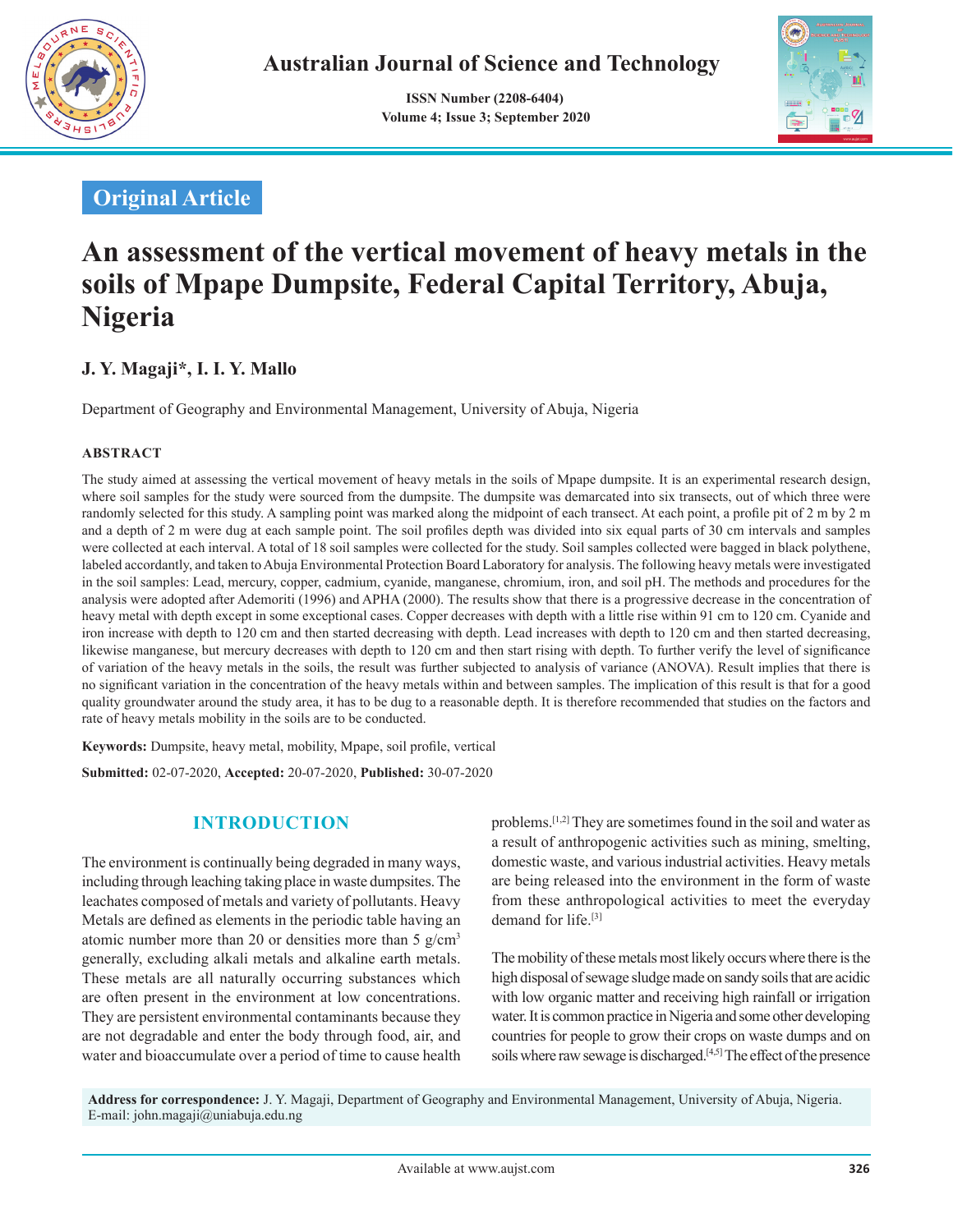Original Article

# An assessment of the vertical movement of heavy metals in the soils of Mpape Dumpsite, Federal Capital Territory, Abuja, Nigeria

**J. Y. Magaji*, I. I. Y. Mallo**

Department of Geography and Environmental Management, University of Abuja, Nigeria

## ABSTRACT

The study aimed at assessing the vertical movement of heavy metals in the soils of Mpape dumpsite. It is an experimental research design, where soil samples for the study were sourced from the dumpsite. The dumpsite was demarcated into six transects, out of which three were randomly selected for this study. A sampling point was marked along the midpoint of each transect. At each point, a profile pit of 2 m by 2 m and a depth of 2 m were dug at each sample point. The soil profiles depth was divided into six equal parts of 30 cm intervals and samples were collected at each interval. A total of 18 soil samples were collected for the study. Soil samples collected were bagged in black polythene, labeled accordantly, and taken to Abuja Environmental Protection Board Laboratory for analysis. The following heavy metals were investigated in the soil samples: Lead, mercury, copper, cadmium, cyanide, manganese, chromium, iron, and soil pH. The methods and procedures for the analysis were adopted after Ademoriti (1996) and APHA (2000). The results show that there is a progressive decrease in the concentration of heavy metal with depth except in some exceptional cases. Copper decreases with depth with a little rise within 91 cm to 120 cm. Cyanide and iron increase with depth to 120 cm and then started decreasing with depth. Lead increases with depth to 120 cm and then started decreasing, likewise manganese, but mercury decreases with depth to 120 cm and then start rising with depth. To further verify the level of significance of variation of the heavy metals in the soils, the result was further subjected to analysis of variance (ANOVA). Result implies that there is no significant variation in the concentration of the heavy metals within and between samples. The implication of this result is that for a good quality groundwater around the study area, it has to be dug to a reasonable depth. It is therefore recommended that studies on the factors and rate of heavy metals mobility in the soils are to be conducted.

**Keywords:** Dumpsite, heavy metal, mobility, Mpape, soil profile, vertical

**Submitted:** 02-07-2020, **Accepted:** 20-07-2020, **Published:** 30-07-2020

## INTRODUCTION

The environment is continually being degraded in many ways, including through leaching taking place in waste dumpsites. The leachates composed of metals and variety of pollutants. Heavy Metals are defined as elements in the periodic table having an atomic number more than 20 or densities more than 5 g/cm$^3$ generally, excluding alkali metals and alkaline earth metals. These metals are all naturally occurring substances which are often present in the environment at low concentrations. They are persistent environmental contaminants because they are not degradable and enter the body through food, air, and water and bioaccumulate over a period of time to cause health problems.[1,2] They are sometimes found in the soil and water as a result of anthropogenic activities such as mining, smelting, domestic waste, and various industrial activities. Heavy metals are being released into the environment in the form of waste from these anthropological activities to meet the everyday demand for life.[3]

The mobility of these metals most likely occurs where there is the high disposal of sewage sludge made on sandy soils that are acidic with low organic matter and receiving high rainfall or irrigation water. It is common practice in Nigeria and some other developing countries for people to grow their crops on waste dumps and on soils where raw sewage is discharged.[4,5] The effect of the presence

**Address for correspondence:** J. Y. Magaji, Department of Geography and Environmental Management, University of Abuja, Nigeria. E-mail: john.magaji@uniabuja.edu.ng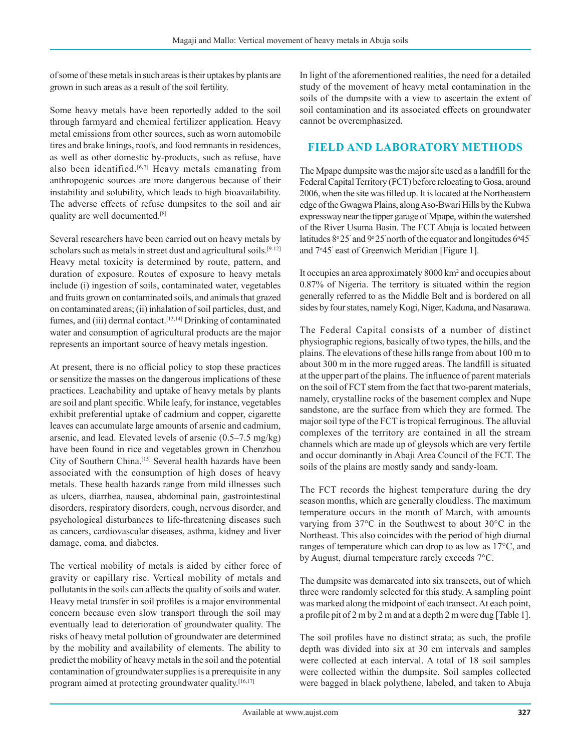of some of these metals in such areas is their uptakes by plants are grown in such areas as a result of the soil fertility.

Some heavy metals have been reportedly added to the soil through farmyard and chemical fertilizer application. Heavy metal emissions from other sources, such as worn automobile tires and brake linings, roofs, and food remnants in residences, as well as other domestic by-products, such as refuse, have also been identified.[6,7] Heavy metals emanating from anthropogenic sources are more dangerous because of their instability and solubility, which leads to high bioavailability. The adverse effects of refuse dumpsites to the soil and air quality are well documented.[8]

Several researchers have been carried out on heavy metals by scholars such as metals in street dust and agricultural soils.[9-12] Heavy metal toxicity is determined by route, pattern, and duration of exposure. Routes of exposure to heavy metals include (i) ingestion of soils, contaminated water, vegetables and fruits grown on contaminated soils, and animals that grazed on contaminated areas; (ii) inhalation of soil particles, dust, and fumes, and (iii) dermal contact.[13,14] Drinking of contaminated water and consumption of agricultural products are the major represents an important source of heavy metals ingestion.

At present, there is no official policy to stop these practices or sensitize the masses on the dangerous implications of these practices. Leachability and uptake of heavy metals by plants are soil and plant specific. While leafy, for instance, vegetables exhibit preferential uptake of cadmium and copper, cigarette leaves can accumulate large amounts of arsenic and cadmium, arsenic, and lead. Elevated levels of arsenic (0.5–7.5 mg/kg) have been found in rice and vegetables grown in Chenzhou City of Southern China.[15] Several health hazards have been associated with the consumption of high doses of heavy metals. These health hazards range from mild illnesses such as ulcers, diarrhea, nausea, abdominal pain, gastrointestinal disorders, respiratory disorders, cough, nervous disorder, and psychological disturbances to life-threatening diseases such as cancers, cardiovascular diseases, asthma, kidney and liver damage, coma, and diabetes.

The vertical mobility of metals is aided by either force of gravity or capillary rise. Vertical mobility of metals and pollutants in the soils can affects the quality of soils and water. Heavy metal transfer in soil profiles is a major environmental concern because even slow transport through the soil may eventually lead to deterioration of groundwater quality. The risks of heavy metal pollution of groundwater are determined by the mobility and availability of elements. The ability to predict the mobility of heavy metals in the soil and the potential contamination of groundwater supplies is a prerequisite in any program aimed at protecting groundwater quality.[16,17]

In light of the aforementioned realities, the need for a detailed study of the movement of heavy metal contamination in the soils of the dumpsite with a view to ascertain the extent of soil contamination and its associated effects on groundwater cannot be overemphasized.

## FIELD AND LABORATORY METHODS

The Mpape dumpsite was the major site used as a landfill for the Federal Capital Territory (FCT) before relocating to Gosa, around 2006, when the site was filled up. It is located at the Northeastern edge of the Gwagwa Plains, along Aso-Bwari Hills by the Kubwa expressway near the tipper garage of Mpape, within the watershed of the River Usuma Basin. The FCT Abuja is located between latitudes 8°25' and 9°25' north of the equator and longitudes 6°45' and 7°45' east of Greenwich Meridian [Figure 1].

It occupies an area approximately 8000 km$^2$ and occupies about 0.87% of Nigeria. The territory is situated within the region generally referred to as the Middle Belt and is bordered on all sides by four states, namely Kogi, Niger, Kaduna, and Nasarawa.

The Federal Capital consists of a number of distinct physiographic regions, basically of two types, the hills, and the plains. The elevations of these hills range from about 100 m to about 300 m in the more rugged areas. The landfill is situated at the upper part of the plains. The influence of parent materials on the soil of FCT stem from the fact that two-parent materials, namely, crystalline rocks of the basement complex and Nupe sandstone, are the surface from which they are formed. The major soil type of the FCT is tropical ferruginous. The alluvial complexes of the territory are contained in all the stream channels which are made up of gleysols which are very fertile and occur dominantly in Abaji Area Council of the FCT. The soils of the plains are mostly sandy and sandy-loam.

The FCT records the highest temperature during the dry season months, which are generally cloudless. The maximum temperature occurs in the month of March, with amounts varying from 37°C in the Southwest to about 30°C in the Northeast. This also coincides with the period of high diurnal ranges of temperature which can drop to as low as 17°C, and by August, diurnal temperature rarely exceeds 7°C.

The dumpsite was demarcated into six transects, out of which three were randomly selected for this study. A sampling point was marked along the midpoint of each transect. At each point, a profile pit of 2 m by 2 m and at a depth 2 m were dug [Table 1].

The soil profiles have no distinct strata; as such, the profile depth was divided into six at 30 cm intervals and samples were collected at each interval. A total of 18 soil samples were collected within the dumpsite. Soil samples collected were bagged in black polythene, labeled, and taken to Abuja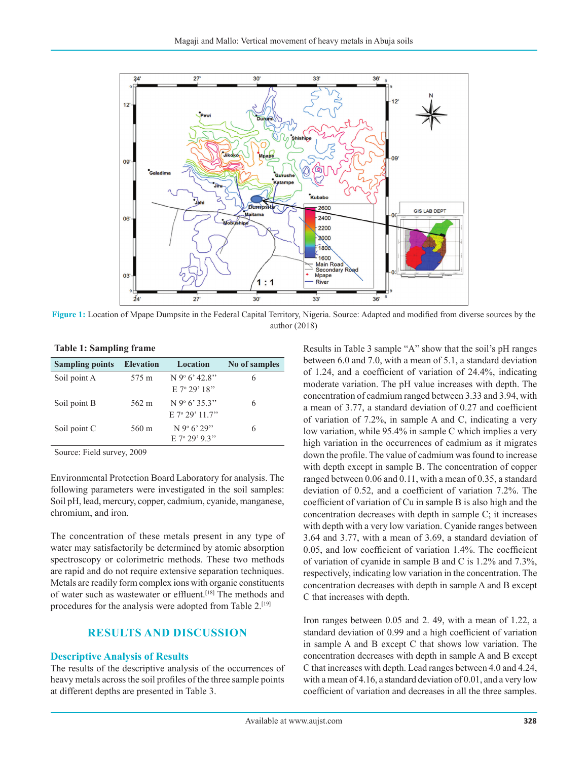Figure 1: Location of Mpape Dumpsite in the Federal Capital Territory, Nigeria. Source: Adapted and modified from diverse sources by the author (2018)

**Table 1: Sampling frame**

| Sampling points | Elevation | Location | No of samples |
|---|---|---|---|
| Soil point A | 575 m | N 9° 6' 42.8" E 7° 29' 18" | 6 |
| Soil point B | 562 m | N 9° 6' 35.3" E 7° 29' 11.7" | 6 |
| Soil point C | 560 m | N 9° 6' 29" E 7° 29' 9.3" | 6 |

Source: Field survey, 2009

Environmental Protection Board Laboratory for analysis. The following parameters were investigated in the soil samples: Soil pH, lead, mercury, copper, cadmium, cyanide, manganese, chromium, and iron.

The concentration of these metals present in any type of water may satisfactorily be determined by atomic absorption spectroscopy or colorimetric methods. These two methods are rapid and do not require extensive separation techniques. Metals are readily form complex ions with organic constituents of water such as wastewater or effluent.[18] The methods and procedures for the analysis were adopted from Table 2.[19]

## RESULTS AND DISCUSSION

### Descriptive Analysis of Results

The results of the descriptive analysis of the occurrences of heavy metals across the soil profiles of the three sample points at different depths are presented in Table 3.

Results in Table 3 sample "A" show that the soil's pH ranges between 6.0 and 7.0, with a mean of 5.1, a standard deviation of 1.24, and a coefficient of variation of 24.4%, indicating moderate variation. The pH value increases with depth. The concentration of cadmium ranged between 3.33 and 3.94, with a mean of 3.77, a standard deviation of 0.27 and coefficient of variation of 7.2%, in sample A and C, indicating a very low variation, while 95.4% in sample C which implies a very high variation in the occurrences of cadmium as it migrates down the profile. The value of cadmium was found to increase with depth except in sample B. The concentration of copper ranged between 0.06 and 0.11, with a mean of 0.35, a standard deviation of 0.52, and a coefficient of variation 7.2%. The coefficient of variation of Cu in sample B is also high and the concentration decreases with depth in sample C; it increases with depth with a very low variation. Cyanide ranges between 3.64 and 3.77, with a mean of 3.69, a standard deviation of 0.05, and low coefficient of variation 1.4%. The coefficient of variation of cyanide in sample B and C is 1.2% and 7.3%, respectively, indicating low variation in the concentration. The concentration decreases with depth in sample A and B except C that increases with depth.

Iron ranges between 0.05 and 2. 49, with a mean of 1.22, a standard deviation of 0.99 and a high coefficient of variation in sample A and B except C that shows low variation. The concentration decreases with depth in sample A and B except C that increases with depth. Lead ranges between 4.0 and 4.24, with a mean of 4.16, a standard deviation of 0.01, and a very low coefficient of variation and decreases in all the three samples.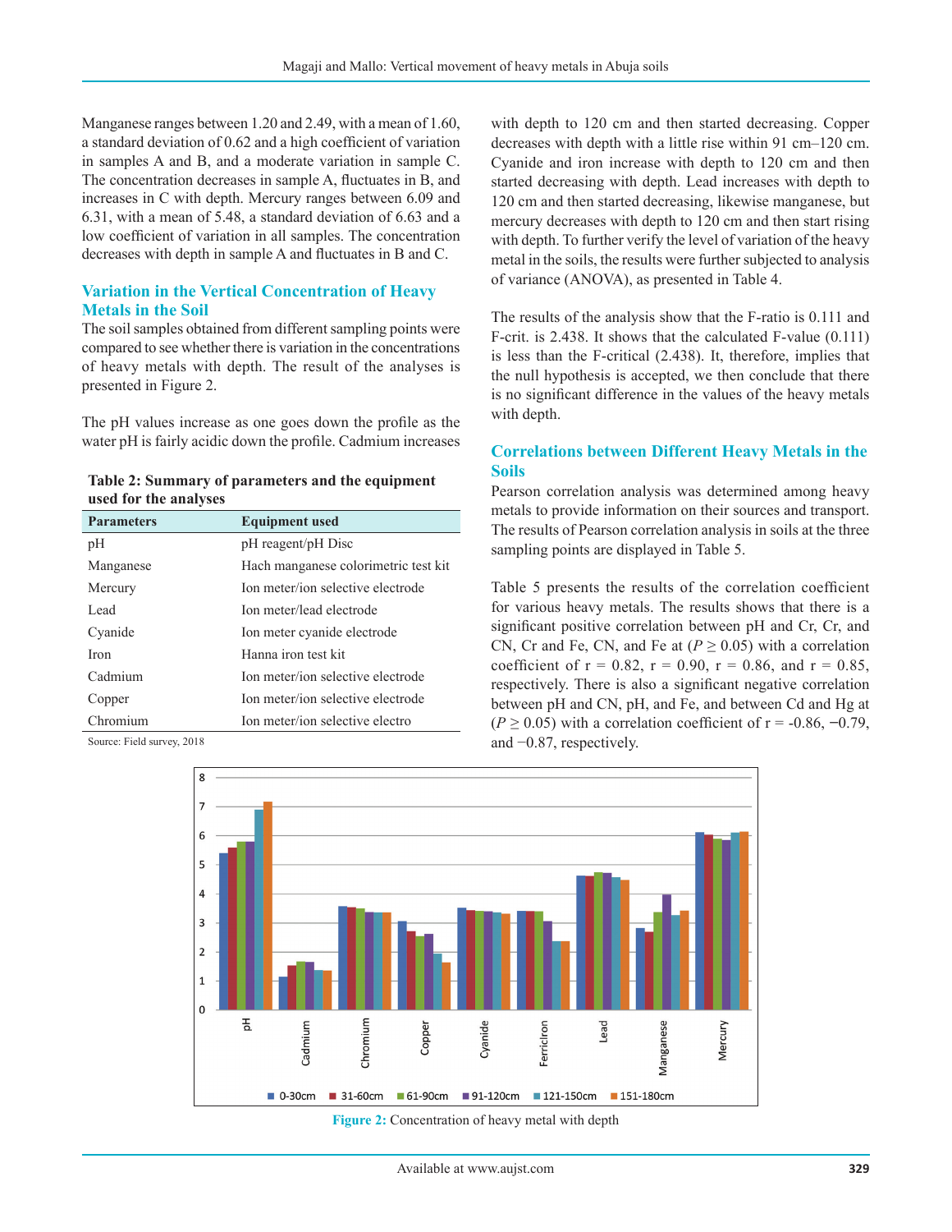Manganese ranges between 1.20 and 2.49, with a mean of 1.60, a standard deviation of 0.62 and a high coefficient of variation in samples A and B, and a moderate variation in sample C. The concentration decreases in sample A, fluctuates in B, and increases in C with depth. Mercury ranges between 6.09 and 6.31, with a mean of 5.48, a standard deviation of 6.63 and a low coefficient of variation in all samples. The concentration decreases with depth in sample A and fluctuates in B and C.

## Variation in the Vertical Concentration of Heavy Metals in the Soil

The soil samples obtained from different sampling points were compared to see whether there is variation in the concentrations of heavy metals with depth. The result of the analyses is presented in Figure 2.

The pH values increase as one goes down the profile as the water pH is fairly acidic down the profile. Cadmium increases with depth to 120 cm and then started decreasing. Copper decreases with depth with a little rise within 91 cm–120 cm. Cyanide and iron increase with depth to 120 cm and then started decreasing with depth. Lead increases with depth to 120 cm and then started decreasing, likewise manganese, but mercury decreases with depth to 120 cm and then start rising with depth. To further verify the level of variation of the heavy metal in the soils, the results were further subjected to analysis of variance (ANOVA), as presented in Table 4.

**Table 2: Summary of parameters and the equipment used for the analyses**

| Parameters | Equipment used |
|---|---|
| pH | pH reagent/pH Disc |
| Manganese | Hach manganese colorimetric test kit |
| Mercury | Ion meter/ion selective electrode |
| Lead | Ion meter/lead electrode |
| Cyanide | Ion meter cyanide electrode |
| Iron | Hanna iron test kit |
| Cadmium | Ion meter/ion selective electrode |
| Copper | Ion meter/ion selective electrode |
| Chromium | Ion meter/ion selective electro |

Source: Field survey, 2018

The results of the analysis show that the F-ratio is 0.111 and F-crit. is 2.438. It shows that the calculated F-value (0.111) is less than the F-critical (2.438). It, therefore, implies that the null hypothesis is accepted, we then conclude that there is no significant difference in the values of the heavy metals with depth.

## Correlations between Different Heavy Metals in the Soils

Pearson correlation analysis was determined among heavy metals to provide information on their sources and transport. The results of Pearson correlation analysis in soils at the three sampling points are displayed in Table 5.

Table 5 presents the results of the correlation coefficient for various heavy metals. The results shows that there is a significant positive correlation between pH and Cr, Cr, and CN, Cr and Fe, CN, and Fe at ($P \geq 0.05$) with a correlation coefficient of r = 0.82, r = 0.90, r = 0.86, and r = 0.85, respectively. There is also a significant negative correlation between pH and CN, pH, and Fe, and between Cd and Hg at ($P \geq 0.05$) with a correlation coefficient of r = -0.86, −0.79, and −0.87, respectively.

**Figure 2:** Concentration of heavy metal with depth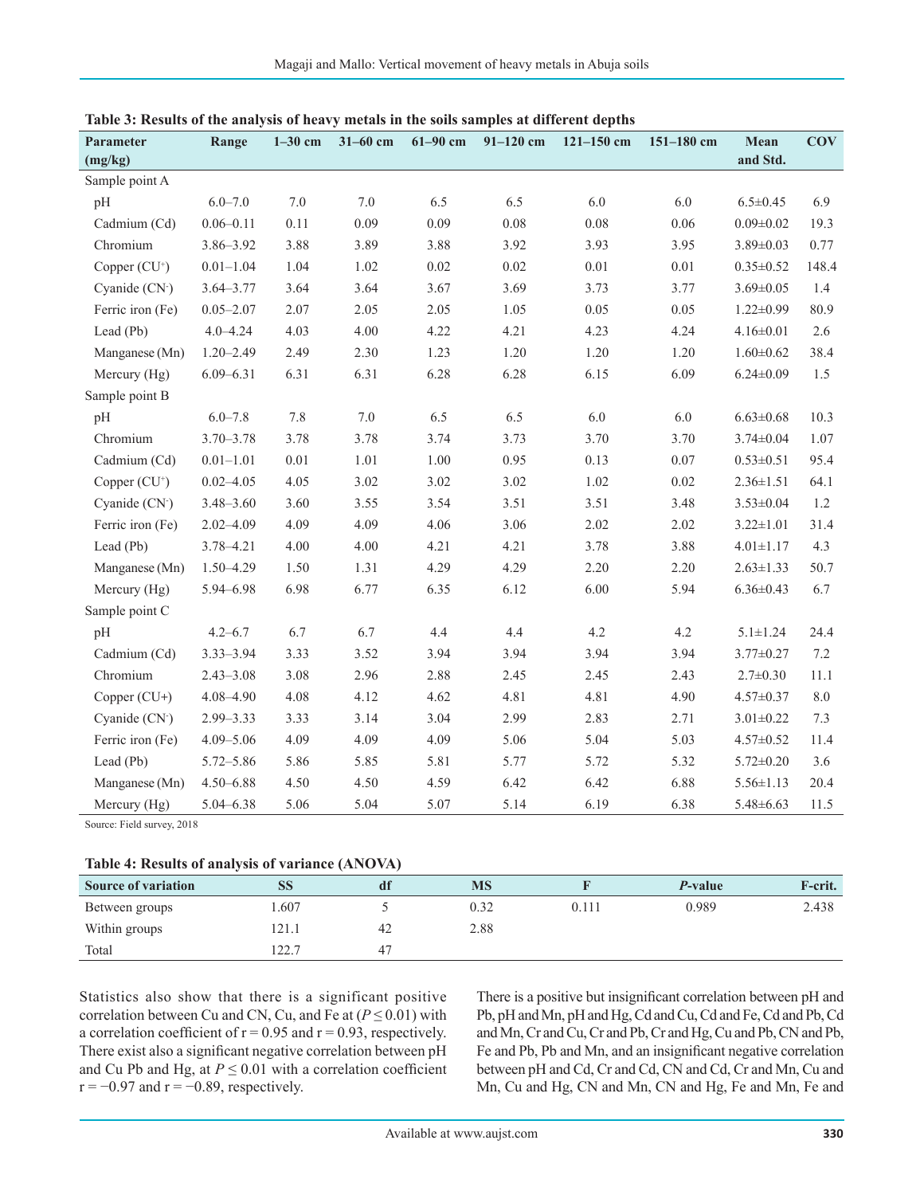**Table 3: Results of the analysis of heavy metals in the soils samples at different depths**

| Parameter (mg/kg) | Range | 1–30 cm | 31–60 cm | 61–90 cm | 91–120 cm | 121–150 cm | 151–180 cm | Mean and Std. | COV |
|---|---|---|---|---|---|---|---|---|---|
| Sample point A | | | | | | | | | |
| pH | 6.0–7.0 | 7.0 | 7.0 | 6.5 | 6.5 | 6.0 | 6.0 | 6.5±0.45 | 6.9 |
| Cadmium (Cd) | 0.06–0.11 | 0.11 | 0.09 | 0.09 | 0.08 | 0.08 | 0.06 | 0.09±0.02 | 19.3 |
| Chromium | 3.86–3.92 | 3.88 | 3.89 | 3.88 | 3.92 | 3.93 | 3.95 | 3.89±0.03 | 0.77 |
| Copper ($CU^{+}$) | 0.01–1.04 | 1.04 | 1.02 | 0.02 | 0.02 | 0.01 | 0.01 | 0.35±0.52 | 148.4 |
| Cyanide ($CN^{-}$) | 3.64–3.77 | 3.64 | 3.64 | 3.67 | 3.69 | 3.73 | 3.77 | 3.69±0.05 | 1.4 |
| Ferric iron (Fe) | 0.05–2.07 | 2.07 | 2.05 | 2.05 | 1.05 | 0.05 | 0.05 | 1.22±0.99 | 80.9 |
| Lead (Pb) | 4.0–4.24 | 4.03 | 4.00 | 4.22 | 4.21 | 4.23 | 4.24 | 4.16±0.01 | 2.6 |
| Manganese (Mn) | 1.20–2.49 | 2.49 | 2.30 | 1.23 | 1.20 | 1.20 | 1.20 | 1.60±0.62 | 38.4 |
| Mercury (Hg) | 6.09–6.31 | 6.31 | 6.31 | 6.28 | 6.28 | 6.15 | 6.09 | 6.24±0.09 | 1.5 |
| Sample point B | | | | | | | | | |
| pH | 6.0–7.8 | 7.8 | 7.0 | 6.5 | 6.5 | 6.0 | 6.0 | 6.63±0.68 | 10.3 |
| Chromium | 3.70–3.78 | 3.78 | 3.78 | 3.74 | 3.73 | 3.70 | 3.70 | 3.74±0.04 | 1.07 |
| Cadmium (Cd) | 0.01–1.01 | 0.01 | 1.01 | 1.00 | 0.95 | 0.13 | 0.07 | 0.53±0.51 | 95.4 |
| Copper ($CU^{+}$) | 0.02–4.05 | 4.05 | 3.02 | 3.02 | 3.02 | 1.02 | 0.02 | 2.36±1.51 | 64.1 |
| Cyanide ($CN^{-}$) | 3.48–3.60 | 3.60 | 3.55 | 3.54 | 3.51 | 3.51 | 3.48 | 3.53±0.04 | 1.2 |
| Ferric iron (Fe) | 2.02–4.09 | 4.09 | 4.09 | 4.06 | 3.06 | 2.02 | 2.02 | 3.22±1.01 | 31.4 |
| Lead (Pb) | 3.78–4.21 | 4.00 | 4.00 | 4.21 | 4.21 | 3.78 | 3.88 | 4.01±1.17 | 4.3 |
| Manganese (Mn) | 1.50–4.29 | 1.50 | 1.31 | 4.29 | 4.29 | 2.20 | 2.20 | 2.63±1.33 | 50.7 |
| Mercury (Hg) | 5.94–6.98 | 6.98 | 6.77 | 6.35 | 6.12 | 6.00 | 5.94 | 6.36±0.43 | 6.7 |
| Sample point C | | | | | | | | | |
| pH | 4.2–6.7 | 6.7 | 6.7 | 4.4 | 4.4 | 4.2 | 4.2 | 5.1±1.24 | 24.4 |
| Cadmium (Cd) | 3.33–3.94 | 3.33 | 3.52 | 3.94 | 3.94 | 3.94 | 3.94 | 3.77±0.27 | 7.2 |
| Chromium | 2.43–3.08 | 3.08 | 2.96 | 2.88 | 2.45 | 2.45 | 2.43 | 2.7±0.30 | 11.1 |
| Copper (CU+) | 4.08–4.90 | 4.08 | 4.12 | 4.62 | 4.81 | 4.81 | 4.90 | 4.57±0.37 | 8.0 |
| Cyanide ($CN^{-}$) | 2.99–3.33 | 3.33 | 3.14 | 3.04 | 2.99 | 2.83 | 2.71 | 3.01±0.22 | 7.3 |
| Ferric iron (Fe) | 4.09–5.06 | 4.09 | 4.09 | 4.09 | 5.06 | 5.04 | 5.03 | 4.57±0.52 | 11.4 |
| Lead (Pb) | 5.72–5.86 | 5.86 | 5.85 | 5.81 | 5.77 | 5.72 | 5.32 | 5.72±0.20 | 3.6 |
| Manganese (Mn) | 4.50–6.88 | 4.50 | 4.50 | 4.59 | 6.42 | 6.42 | 6.88 | 5.56±1.13 | 20.4 |
| Mercury (Hg) | 5.04–6.38 | 5.06 | 5.04 | 5.07 | 5.14 | 6.19 | 6.38 | 5.48±6.63 | 11.5 |

Source: Field survey, 2018

**Table 4: Results of analysis of variance (ANOVA)**

| Source of variation | SS | df | MS | F | *P*-value | F-crit. |
|---|---|---|---|---|---|---|
| Between groups | 1.607 | 5 | 0.32 | 0.111 | 0.989 | 2.438 |
| Within groups | 121.1 | 42 | 2.88 | | | |
| Total | 122.7 | 47 | | | | |

Statistics also show that there is a significant positive correlation between Cu and CN, Cu, and Fe at ($P \leq 0.01$) with a correlation coefficient of r = 0.95 and r = 0.93, respectively. There exist also a significant negative correlation between pH and Cu Pb and Hg, at $P \leq 0.01$ with a correlation coefficient r = −0.97 and r = −0.89, respectively.

There is a positive but insignificant correlation between pH and Pb, pH and Mn, pH and Hg, Cd and Cu, Cd and Fe, Cd and Pb, Cd and Mn, Cr and Cu, Cr and Pb, Cr and Hg, Cu and Pb, CN and Pb, Fe and Pb, Pb and Mn, and an insignificant negative correlation between pH and Cd, Cr and Cd, CN and Cd, Cr and Mn, Cu and Mn, Cu and Hg, CN and Mn, CN and Hg, Fe and Mn, Fe and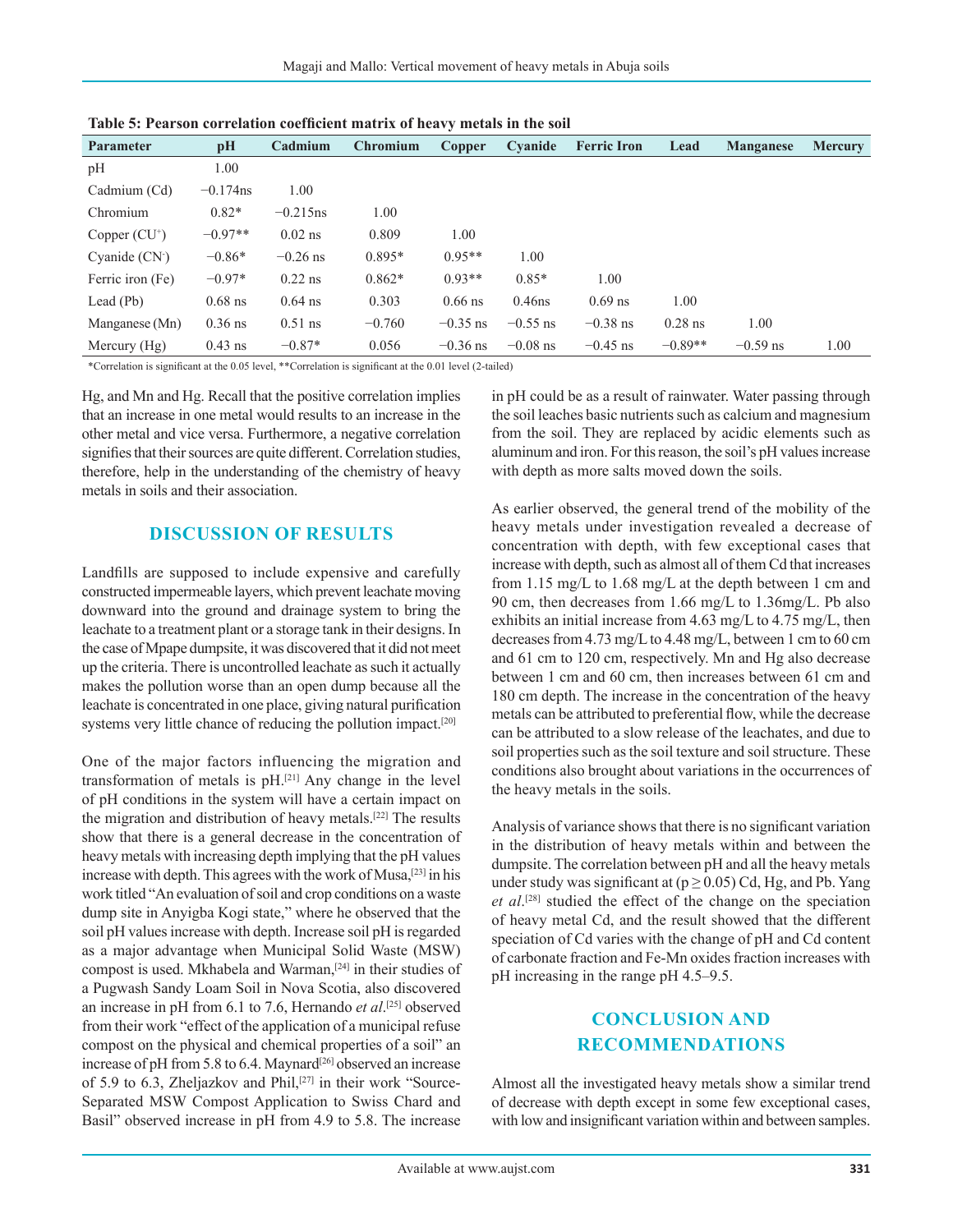**Table 5: Pearson correlation coefficient matrix of heavy metals in the soil**

| Parameter | pH | Cadmium | Chromium | Copper | Cyanide | Ferric Iron | Lead | Manganese | Mercury |
|---|---|---|---|---|---|---|---|---|---|
| pH | 1.00 | | | | | | | | |
| Cadmium (Cd) | −0.174ns | 1.00 | | | | | | | |
| Chromium | 0.82* | −0.215ns | 1.00 | | | | | | |
| Copper ($CU^{+}$) | −0.97** | 0.02 ns | 0.809 | 1.00 | | | | | |
| Cyanide ($CN^{-}$) | −0.86* | −0.26 ns | 0.895* | 0.95** | 1.00 | | | | |
| Ferric iron (Fe) | −0.97* | 0.22 ns | 0.862* | 0.93** | 0.85* | 1.00 | | | |
| Lead (Pb) | 0.68 ns | 0.64 ns | 0.303 | 0.66 ns | 0.46ns | 0.69 ns | 1.00 | | |
| Manganese (Mn) | 0.36 ns | 0.51 ns | −0.760 | −0.35 ns | −0.55 ns | −0.38 ns | 0.28 ns | 1.00 | |
| Mercury (Hg) | 0.43 ns | −0.87* | 0.056 | −0.36 ns | −0.08 ns | −0.45 ns | −0.89** | −0.59 ns | 1.00 |

*Correlation is significant at the 0.05 level, **Correlation is significant at the 0.01 level (2-tailed)

Hg, and Mn and Hg. Recall that the positive correlation implies that an increase in one metal would results to an increase in the other metal and vice versa. Furthermore, a negative correlation signifies that their sources are quite different. Correlation studies, therefore, help in the understanding of the chemistry of heavy metals in soils and their association.

## DISCUSSION OF RESULTS

Landfills are supposed to include expensive and carefully constructed impermeable layers, which prevent leachate moving downward into the ground and drainage system to bring the leachate to a treatment plant or a storage tank in their designs. In the case of Mpape dumpsite, it was discovered that it did not meet up the criteria. There is uncontrolled leachate as such it actually makes the pollution worse than an open dump because all the leachate is concentrated in one place, giving natural purification systems very little chance of reducing the pollution impact.[20]

One of the major factors influencing the migration and transformation of metals is pH.[21] Any change in the level of pH conditions in the system will have a certain impact on the migration and distribution of heavy metals.[22] The results show that there is a general decrease in the concentration of heavy metals with increasing depth implying that the pH values increase with depth. This agrees with the work of Musa,[23] in his work titled "An evaluation of soil and crop conditions on a waste dump site in Anyigba Kogi state," where he observed that the soil pH values increase with depth. Increase soil pH is regarded as a major advantage when Municipal Solid Waste (MSW) compost is used. Mkhabela and Warman,[24] in their studies of a Pugwash Sandy Loam Soil in Nova Scotia, also discovered an increase in pH from 6.1 to 7.6, Hernando *et al*.[25] observed from their work "effect of the application of a municipal refuse compost on the physical and chemical properties of a soil" an increase of pH from 5.8 to 6.4. Maynard[26] observed an increase of 5.9 to 6.3, Zheljazkov and Phil,[27] in their work "Source-Separated MSW Compost Application to Swiss Chard and Basil" observed increase in pH from 4.9 to 5.8. The increase in pH could be as a result of rainwater. Water passing through the soil leaches basic nutrients such as calcium and magnesium from the soil. They are replaced by acidic elements such as aluminum and iron. For this reason, the soil's pH values increase with depth as more salts moved down the soils.

As earlier observed, the general trend of the mobility of the heavy metals under investigation revealed a decrease of concentration with depth, with few exceptional cases that increase with depth, such as almost all of them Cd that increases from 1.15 mg/L to 1.68 mg/L at the depth between 1 cm and 90 cm, then decreases from 1.66 mg/L to 1.36mg/L. Pb also exhibits an initial increase from 4.63 mg/L to 4.75 mg/L, then decreases from 4.73 mg/L to 4.48 mg/L, between 1 cm to 60 cm and 61 cm to 120 cm, respectively. Mn and Hg also decrease between 1 cm and 60 cm, then increases between 61 cm and 180 cm depth. The increase in the concentration of the heavy metals can be attributed to preferential flow, while the decrease can be attributed to a slow release of the leachates, and due to soil properties such as the soil texture and soil structure. These conditions also brought about variations in the occurrences of the heavy metals in the soils.

Analysis of variance shows that there is no significant variation in the distribution of heavy metals within and between the dumpsite. The correlation between pH and all the heavy metals under study was significant at ($p \geq 0.05$) Cd, Hg, and Pb. Yang *et al*.[28] studied the effect of the change on the speciation of heavy metal Cd, and the result showed that the different speciation of Cd varies with the change of pH and Cd content of carbonate fraction and Fe-Mn oxides fraction increases with pH increasing in the range pH 4.5–9.5.

## CONCLUSION AND RECOMMENDATIONS

Almost all the investigated heavy metals show a similar trend of decrease with depth except in some few exceptional cases, with low and insignificant variation within and between samples.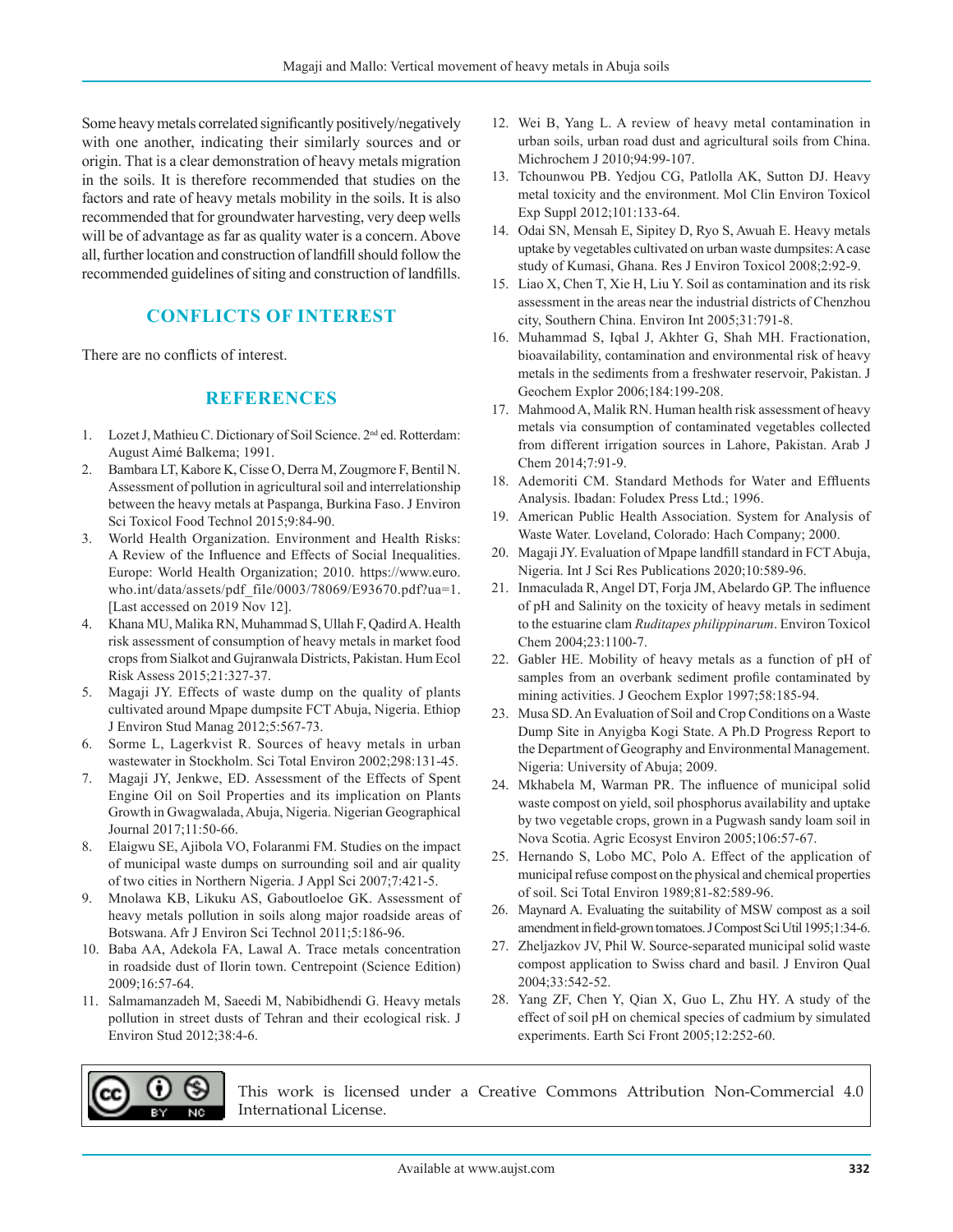Some heavy metals correlated significantly positively/negatively with one another, indicating their similarly sources and or origin. That is a clear demonstration of heavy metals migration in the soils. It is therefore recommended that studies on the factors and rate of heavy metals mobility in the soils. It is also recommended that for groundwater harvesting, very deep wells will be of advantage as far as quality water is a concern. Above all, further location and construction of landfill should follow the recommended guidelines of siting and construction of landfills.

## CONFLICTS OF INTEREST

There are no conflicts of interest.

## REFERENCES

1. Lozet J, Mathieu C. Dictionary of Soil Science. 2nd ed. Rotterdam: August Aimé Balkema; 1991.
2. Bambara LT, Kabore K, Cisse O, Derra M, Zougmore F, Bentil N. Assessment of pollution in agricultural soil and interrelationship between the heavy metals at Paspanga, Burkina Faso. J Environ Sci Toxicol Food Technol 2015;9:84-90.
3. World Health Organization. Environment and Health Risks: A Review of the Influence and Effects of Social Inequalities. Europe: World Health Organization; 2010. https://www.euro.who.int/data/assets/pdf_file/0003/78069/E93670.pdf?ua=1. [Last accessed on 2019 Nov 12].
4. Khana MU, Malika RN, Muhammad S, Ullah F, Qadird A. Health risk assessment of consumption of heavy metals in market food crops from Sialkot and Gujranwala Districts, Pakistan. Hum Ecol Risk Assess 2015;21:327-37.
5. Magaji JY. Effects of waste dump on the quality of plants cultivated around Mpape dumpsite FCT Abuja, Nigeria. Ethiop J Environ Stud Manag 2012;5:567-73.
6. Sorme L, Lagerkvist R. Sources of heavy metals in urban wastewater in Stockholm. Sci Total Environ 2002;298:131-45.
7. Magaji JY, Jenkwe, ED. Assessment of the Effects of Spent Engine Oil on Soil Properties and its implication on Plants Growth in Gwagwalada, Abuja, Nigeria. Nigerian Geographical Journal 2017;11:50-66.
8. Elaigwu SE, Ajibola VO, Folaranmi FM. Studies on the impact of municipal waste dumps on surrounding soil and air quality of two cities in Northern Nigeria. J Appl Sci 2007;7:421-5.
9. Mnolawa KB, Likuku AS, Gaboutloeloe GK. Assessment of heavy metals pollution in soils along major roadside areas of Botswana. Afr J Environ Sci Technol 2011;5:186-96.
10. Baba AA, Adekola FA, Lawal A. Trace metals concentration in roadside dust of Ilorin town. Centrepoint (Science Edition) 2009;16:57-64.
11. Salmamanzadeh M, Saeedi M, Nabibidhendi G. Heavy metals pollution in street dusts of Tehran and their ecological risk. J Environ Stud 2012;38:4-6.
12. Wei B, Yang L. A review of heavy metal contamination in urban soils, urban road dust and agricultural soils from China. Michrochem J 2010;94:99-107.
13. Tchounwou PB. Yedjou CG, Patlolla AK, Sutton DJ. Heavy metal toxicity and the environment. Mol Clin Environ Toxicol Exp Suppl 2012;101:133-64.
14. Odai SN, Mensah E, Sipitey D, Ryo S, Awuah E. Heavy metals uptake by vegetables cultivated on urban waste dumpsites: A case study of Kumasi, Ghana. Res J Environ Toxicol 2008;2:92-9.
15. Liao X, Chen T, Xie H, Liu Y. Soil as contamination and its risk assessment in the areas near the industrial districts of Chenzhou city, Southern China. Environ Int 2005;31:791-8.
16. Muhammad S, Iqbal J, Akhter G, Shah MH. Fractionation, bioavailability, contamination and environmental risk of heavy metals in the sediments from a freshwater reservoir, Pakistan. J Geochem Explor 2006;184:199-208.
17. Mahmood A, Malik RN. Human health risk assessment of heavy metals via consumption of contaminated vegetables collected from different irrigation sources in Lahore, Pakistan. Arab J Chem 2014;7:91-9.
18. Ademoriti CM. Standard Methods for Water and Effluents Analysis. Ibadan: Foludex Press Ltd.; 1996.
19. American Public Health Association. System for Analysis of Waste Water. Loveland, Colorado: Hach Company; 2000.
20. Magaji JY. Evaluation of Mpape landfill standard in FCT Abuja, Nigeria. Int J Sci Res Publications 2020;10:589-96.
21. Inmaculada R, Angel DT, Forja JM, Abelardo GP. The influence of pH and Salinity on the toxicity of heavy metals in sediment to the estuarine clam *Ruditapes philippinarum*. Environ Toxicol Chem 2004;23:1100-7.
22. Gabler HE. Mobility of heavy metals as a function of pH of samples from an overbank sediment profile contaminated by mining activities. J Geochem Explor 1997;58:185-94.
23. Musa SD. An Evaluation of Soil and Crop Conditions on a Waste Dump Site in Anyigba Kogi State. A Ph.D Progress Report to the Department of Geography and Environmental Management. Nigeria: University of Abuja; 2009.
24. Mkhabela M, Warman PR. The influence of municipal solid waste compost on yield, soil phosphorus availability and uptake by two vegetable crops, grown in a Pugwash sandy loam soil in Nova Scotia. Agric Ecosyst Environ 2005;106:57-67.
25. Hernando S, Lobo MC, Polo A. Effect of the application of municipal refuse compost on the physical and chemical properties of soil. Sci Total Environ 1989;81-82:589-96.
26. Maynard A. Evaluating the suitability of MSW compost as a soil amendment in field-grown tomatoes. J Compost Sci Util 1995;1:34-6.
27. Zheljazkov JV, Phil W. Source-separated municipal solid waste compost application to Swiss chard and basil. J Environ Qual 2004;33:542-52.
28. Yang ZF, Chen Y, Qian X, Guo L, Zhu HY. A study of the effect of soil pH on chemical species of cadmium by simulated experiments. Earth Sci Front 2005;12:252-60.

This work is licensed under a Creative Commons Attribution Non-Commercial 4.0 International License.